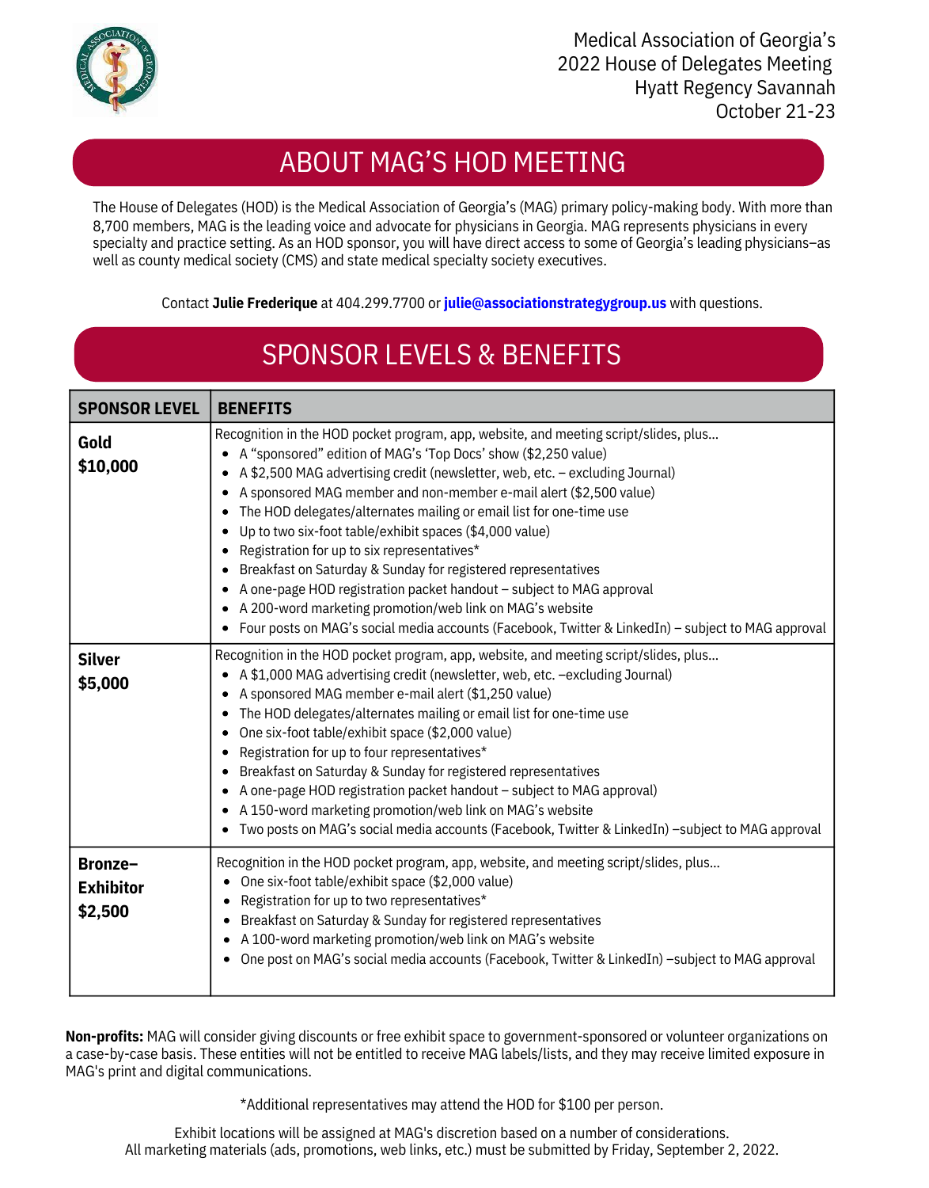Medical Association of Georgia's
2022 House of Delegates Meeting
Hyatt Regency Savannah
October 21-23

## ABOUT MAG'S HOD MEETING

The House of Delegates (HOD) is the Medical Association of Georgia's (MAG) primary policy-making body. With more than 8,700 members, MAG is the leading voice and advocate for physicians in Georgia. MAG represents physicians in every specialty and practice setting. As an HOD sponsor, you will have direct access to some of Georgia's leading physicians–as well as county medical society (CMS) and state medical specialty society executives.

Contact **Julie Frederique** at 404.299.7700 or **julie@associationstrategygroup.us** with questions.

## SPONSOR LEVELS & BENEFITS

| SPONSOR LEVEL | BENEFITS |
|---|---|
| **Gold** **$10,000** | Recognition in the HOD pocket program, app, website, and meeting script/slides, plus…<br>• A "sponsored" edition of MAG's 'Top Docs' show ($2,250 value)<br>• A $2,500 MAG advertising credit (newsletter, web, etc. – excluding Journal)<br>• A sponsored MAG member and non-member e-mail alert ($2,500 value)<br>• The HOD delegates/alternates mailing or email list for one-time use<br>• Up to two six-foot table/exhibit spaces ($4,000 value)<br>• Registration for up to six representatives*<br>• Breakfast on Saturday & Sunday for registered representatives<br>• A one-page HOD registration packet handout – subject to MAG approval<br>• A 200-word marketing promotion/web link on MAG's website<br>• Four posts on MAG's social media accounts (Facebook, Twitter & LinkedIn) – subject to MAG approval |
| **Silver** **$5,000** | Recognition in the HOD pocket program, app, website, and meeting script/slides, plus…<br>• A $1,000 MAG advertising credit (newsletter, web, etc. –excluding Journal)<br>• A sponsored MAG member e-mail alert ($1,250 value)<br>• The HOD delegates/alternates mailing or email list for one-time use<br>• One six-foot table/exhibit space ($2,000 value)<br>• Registration for up to four representatives*<br>• Breakfast on Saturday & Sunday for registered representatives<br>• A one-page HOD registration packet handout – subject to MAG approval)<br>• A 150-word marketing promotion/web link on MAG's website<br>• Two posts on MAG's social media accounts (Facebook, Twitter & LinkedIn) –subject to MAG approval |
| **Bronze–Exhibitor** **$2,500** | Recognition in the HOD pocket program, app, website, and meeting script/slides, plus…<br>• One six-foot table/exhibit space ($2,000 value)<br>• Registration for up to two representatives*<br>• Breakfast on Saturday & Sunday for registered representatives<br>• A 100-word marketing promotion/web link on MAG's website<br>• One post on MAG's social media accounts (Facebook, Twitter & LinkedIn) –subject to MAG approval |

**Non-profits:** MAG will consider giving discounts or free exhibit space to government-sponsored or volunteer organizations on a case-by-case basis. These entities will not be entitled to receive MAG labels/lists, and they may receive limited exposure in MAG's print and digital communications.

*Additional representatives may attend the HOD for $100 per person.

Exhibit locations will be assigned at MAG's discretion based on a number of considerations.
All marketing materials (ads, promotions, web links, etc.) must be submitted by Friday, September 2, 2022.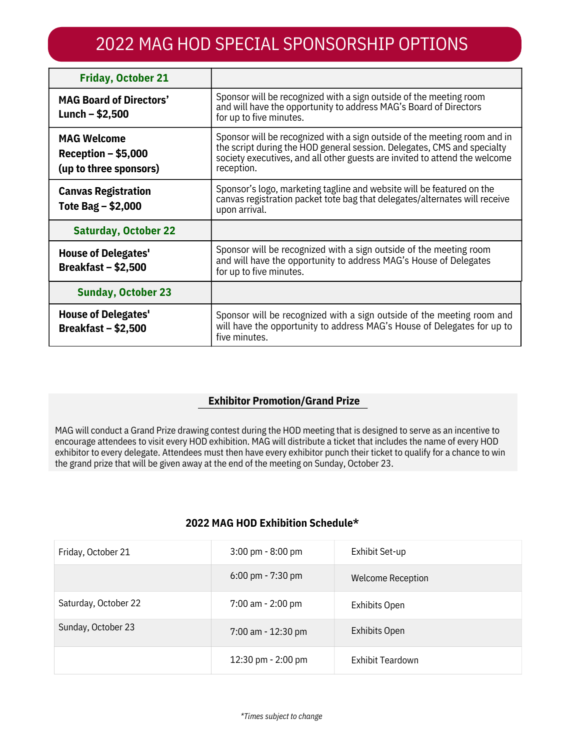# 2022 MAG HOD SPECIAL SPONSORSHIP OPTIONS

| **Friday, October 21** | |
|---|---|
| **MAG Board of Directors' Lunch – $2,500** | Sponsor will be recognized with a sign outside of the meeting room and will have the opportunity to address MAG's Board of Directors for up to five minutes. |
| **MAG Welcome Reception – $5,000 (up to three sponsors)** | Sponsor will be recognized with a sign outside of the meeting room and in the script during the HOD general session. Delegates, CMS and specialty society executives, and all other guests are invited to attend the welcome reception. |
| **Canvas Registration Tote Bag – $2,000** | Sponsor's logo, marketing tagline and website will be featured on the canvas registration packet tote bag that delegates/alternates will receive upon arrival. |
| **Saturday, October 22** | |
| **House of Delegates' Breakfast – $2,500** | Sponsor will be recognized with a sign outside of the meeting room and will have the opportunity to address MAG's House of Delegates for up to five minutes. |
| **Sunday, October 23** | |
| **House of Delegates' Breakfast – $2,500** | Sponsor will be recognized with a sign outside of the meeting room and will have the opportunity to address MAG's House of Delegates for up to five minutes. |

## Exhibitor Promotion/Grand Prize

MAG will conduct a Grand Prize drawing contest during the HOD meeting that is designed to serve as an incentive to encourage attendees to visit every HOD exhibition. MAG will distribute a ticket that includes the name of every HOD exhibitor to every delegate. Attendees must then have every exhibitor punch their ticket to qualify for a chance to win the grand prize that will be given away at the end of the meeting on Sunday, October 23.

## 2022 MAG HOD Exhibition Schedule*

| | | |
|---|---|---|
| Friday, October 21 | 3:00 pm - 8:00 pm | Exhibit Set-up |
| | 6:00 pm - 7:30 pm | Welcome Reception |
| Saturday, October 22 | 7:00 am - 2:00 pm | Exhibits Open |
| Sunday, October 23 | 7:00 am - 12:30 pm | Exhibits Open |
| | 12:30 pm - 2:00 pm | Exhibit Teardown |

*\*Times subject to change*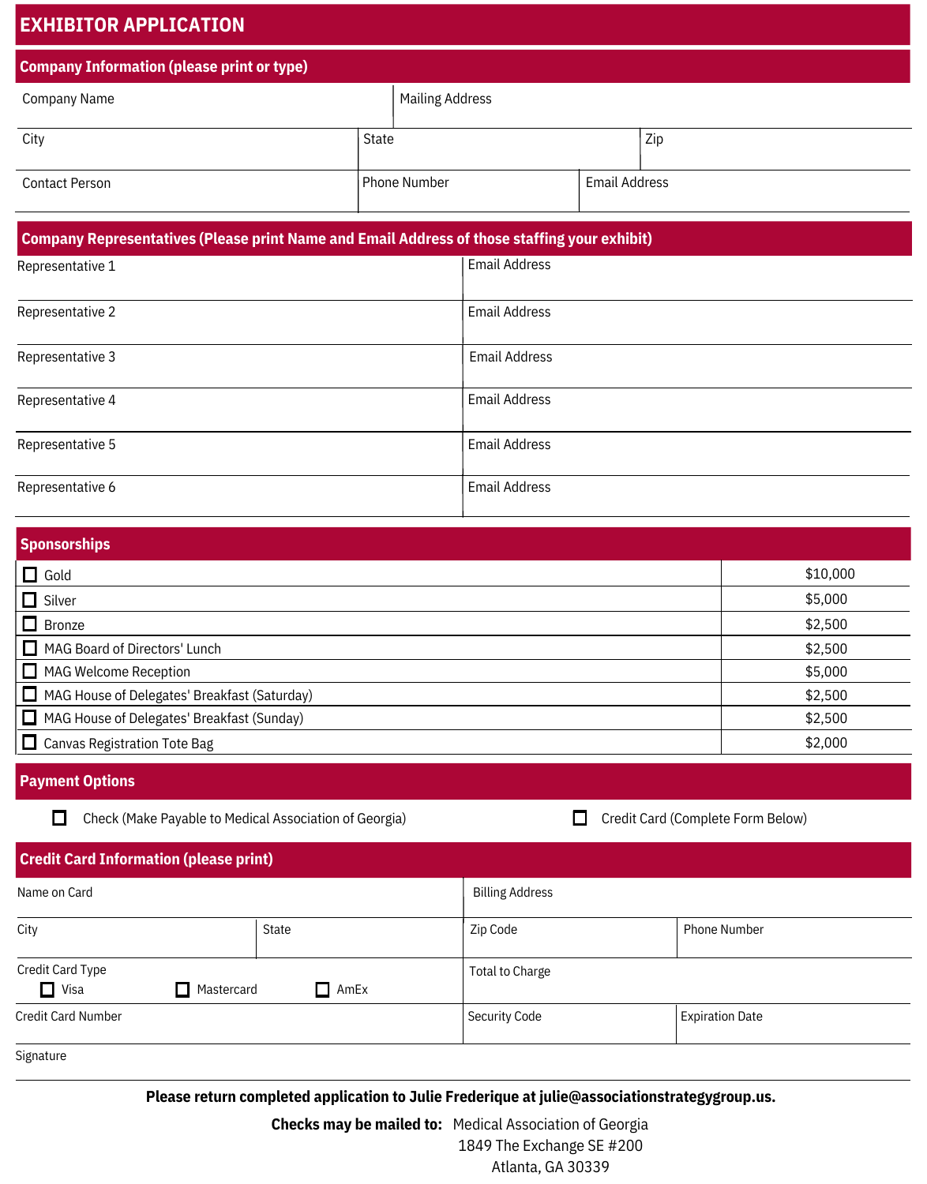# EXHIBITOR APPLICATION

## Company Information (please print or type)

| | |
|---|---|
| Company Name | Mailing Address |

| | | |
|---|---|---|
| City | State | Zip |
| Contact Person | Phone Number | Email Address |

## Company Representatives (Please print Name and Email Address of those staffing your exhibit)

| | |
|---|---|
| Representative 1 | Email Address |
| Representative 2 | Email Address |
| Representative 3 | Email Address |
| Representative 4 | Email Address |
| Representative 5 | Email Address |
| Representative 6 | Email Address |

## Sponsorships

| | |
|---|---|
| ☐ Gold | $10,000 |
| ☐ Silver | $5,000 |
| ☐ Bronze | $2,500 |
| ☐ MAG Board of Directors' Lunch | $2,500 |
| ☐ MAG Welcome Reception | $5,000 |
| ☐ MAG House of Delegates' Breakfast (Saturday) | $2,500 |
| ☐ MAG House of Delegates' Breakfast (Sunday) | $2,500 |
| ☐ Canvas Registration Tote Bag | $2,000 |

## Payment Options

☐ Check (Make Payable to Medical Association of Georgia)

☐ Credit Card (Complete Form Below)

## Credit Card Information (please print)

| | | | |
|---|---|---|---|
| Name on Card | | Billing Address | |
| City | State | Zip Code | Phone Number |
| Credit Card Type ☐ Visa ☐ Mastercard ☐ AmEx | | Total to Charge | |
| Credit Card Number | | Security Code | Expiration Date |

Signature

**Please return completed application to Julie Frederique at julie@associationstrategygroup.us.**

**Checks may be mailed to:** Medical Association of Georgia
1849 The Exchange SE #200
Atlanta, GA 30339